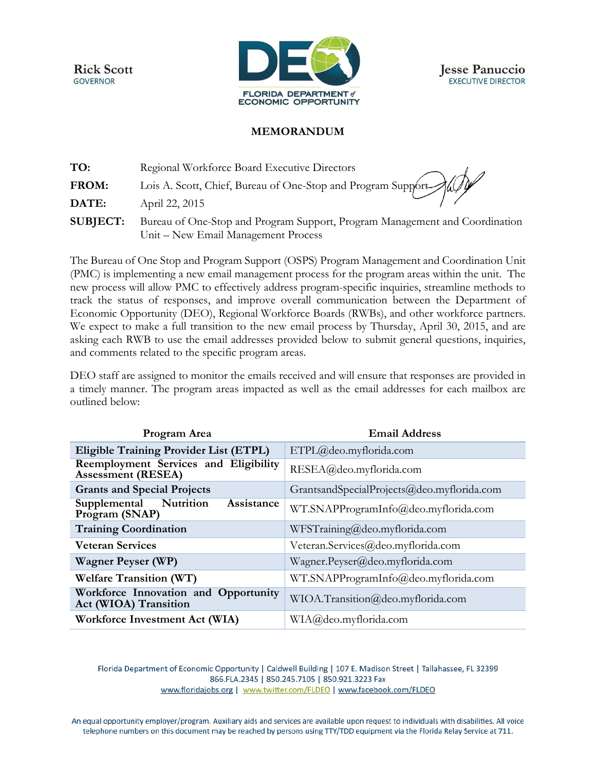Rick Scott
GOVERNOR

FLORIDA DEPARTMENT of ECONOMIC OPPORTUNITY

Jesse Panuccio
EXECUTIVE DIRECTOR

# MEMORANDUM

**TO:** Regional Workforce Board Executive Directors

**FROM:** Lois A. Scott, Chief, Bureau of One-Stop and Program Support

**DATE:** April 22, 2015

**SUBJECT:** Bureau of One-Stop and Program Support, Program Management and Coordination Unit – New Email Management Process

The Bureau of One Stop and Program Support (OSPS) Program Management and Coordination Unit (PMC) is implementing a new email management process for the program areas within the unit. The new process will allow PMC to effectively address program-specific inquiries, streamline methods to track the status of responses, and improve overall communication between the Department of Economic Opportunity (DEO), Regional Workforce Boards (RWBs), and other workforce partners. We expect to make a full transition to the new email process by Thursday, April 30, 2015, and are asking each RWB to use the email addresses provided below to submit general questions, inquiries, and comments related to the specific program areas.

DEO staff are assigned to monitor the emails received and will ensure that responses are provided in a timely manner. The program areas impacted as well as the email addresses for each mailbox are outlined below:

| Program Area | Email Address |
|---|---|
| **Eligible Training Provider List (ETPL)** | ETPL@deo.myflorida.com |
| **Reemployment Services and Eligibility Assessment (RESEA)** | RESEA@deo.myflorida.com |
| **Grants and Special Projects** | GrantsandSpecialProjects@deo.myflorida.com |
| **Supplemental Nutrition Assistance Program (SNAP)** | WT.SNAPProgramInfo@deo.myflorida.com |
| **Training Coordination** | WFSTraining@deo.myflorida.com |
| **Veteran Services** | Veteran.Services@deo.myflorida.com |
| **Wagner Peyser (WP)** | Wagner.Peyser@deo.myflorida.com |
| **Welfare Transition (WT)** | WT.SNAPProgramInfo@deo.myflorida.com |
| **Workforce Innovation and Opportunity Act (WIOA) Transition** | WIOA.Transition@deo.myflorida.com |
| **Workforce Investment Act (WIA)** | WIA@deo.myflorida.com |

Florida Department of Economic Opportunity | Caldwell Building | 107 E. Madison Street | Tallahassee, FL 32399
866.FLA.2345 | 850.245.7105 | 850.921.3223 Fax
www.floridajobs.org | www.twitter.com/FLDEO | www.facebook.com/FLDEO

An equal opportunity employer/program. Auxiliary aids and services are available upon request to individuals with disabilities. All voice telephone numbers on this document may be reached by persons using TTY/TDD equipment via the Florida Relay Service at 711.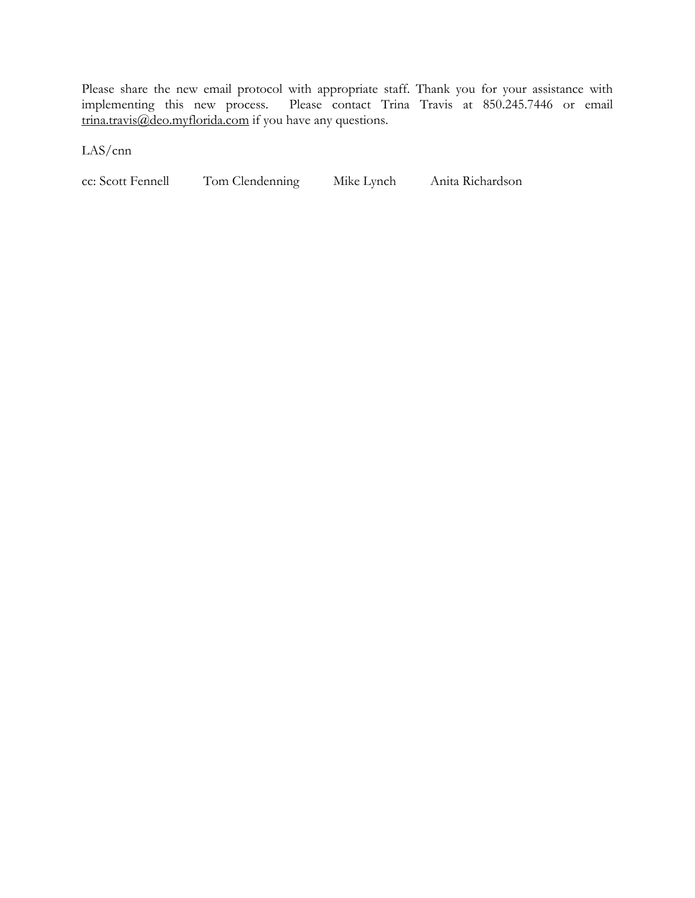Please share the new email protocol with appropriate staff. Thank you for your assistance with implementing this new process. Please contact Trina Travis at 850.245.7446 or email trina.travis@deo.myflorida.com if you have any questions.

LAS/cnn

cc: Scott Fennell Tom Clendenning Mike Lynch Anita Richardson